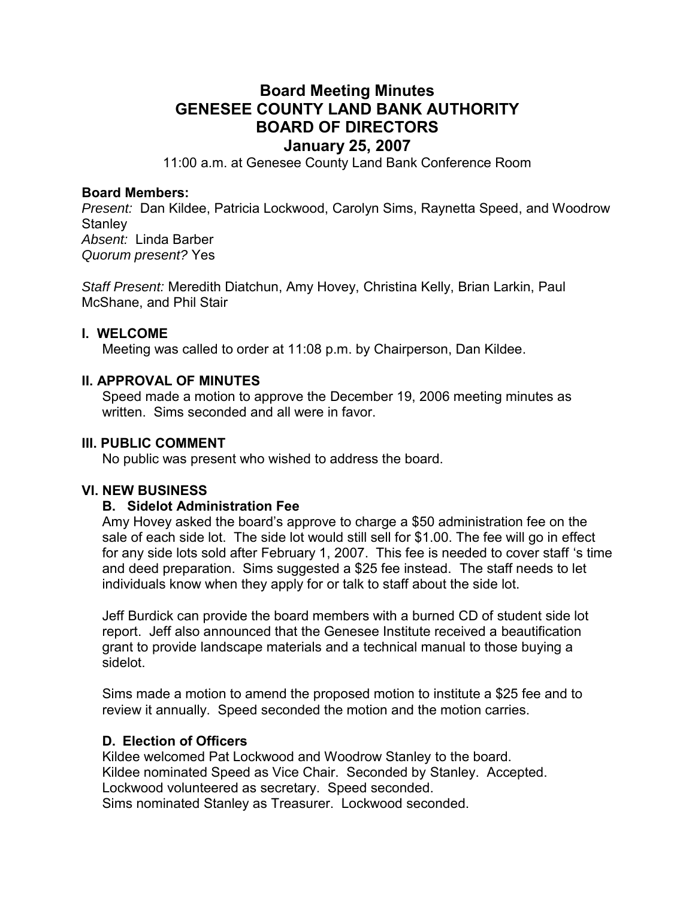# Board Meeting Minutes
# GENESEE COUNTY LAND BANK AUTHORITY
# BOARD OF DIRECTORS
# January 25, 2007

11:00 a.m. at Genesee County Land Bank Conference Room

**Board Members:**
*Present:* Dan Kildee, Patricia Lockwood, Carolyn Sims, Raynetta Speed, and Woodrow Stanley
*Absent:* Linda Barber
*Quorum present?* Yes

*Staff Present:* Meredith Diatchun, Amy Hovey, Christina Kelly, Brian Larkin, Paul McShane, and Phil Stair

## I. WELCOME

Meeting was called to order at 11:08 p.m. by Chairperson, Dan Kildee.

## II. APPROVAL OF MINUTES

Speed made a motion to approve the December 19, 2006 meeting minutes as written. Sims seconded and all were in favor.

## III. PUBLIC COMMENT

No public was present who wished to address the board.

## VI. NEW BUSINESS

### B. Sidelot Administration Fee

Amy Hovey asked the board's approve to charge a $50 administration fee on the sale of each side lot. The side lot would still sell for $1.00. The fee will go in effect for any side lots sold after February 1, 2007. This fee is needed to cover staff 's time and deed preparation. Sims suggested a $25 fee instead. The staff needs to let individuals know when they apply for or talk to staff about the side lot.

Jeff Burdick can provide the board members with a burned CD of student side lot report. Jeff also announced that the Genesee Institute received a beautification grant to provide landscape materials and a technical manual to those buying a sidelot.

Sims made a motion to amend the proposed motion to institute a $25 fee and to review it annually. Speed seconded the motion and the motion carries.

### D. Election of Officers

Kildee welcomed Pat Lockwood and Woodrow Stanley to the board.
Kildee nominated Speed as Vice Chair. Seconded by Stanley. Accepted.
Lockwood volunteered as secretary. Speed seconded.
Sims nominated Stanley as Treasurer. Lockwood seconded.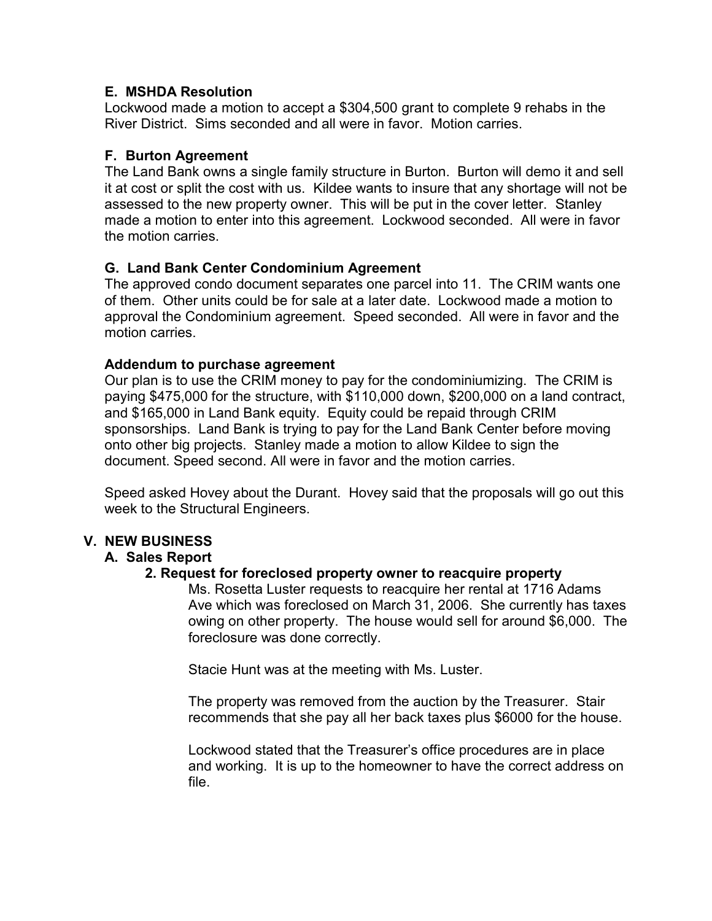### E. MSHDA Resolution

Lockwood made a motion to accept a $304,500 grant to complete 9 rehabs in the River District. Sims seconded and all were in favor. Motion carries.

### F. Burton Agreement

The Land Bank owns a single family structure in Burton. Burton will demo it and sell it at cost or split the cost with us. Kildee wants to insure that any shortage will not be assessed to the new property owner. This will be put in the cover letter. Stanley made a motion to enter into this agreement. Lockwood seconded. All were in favor the motion carries.

### G. Land Bank Center Condominium Agreement

The approved condo document separates one parcel into 11. The CRIM wants one of them. Other units could be for sale at a later date. Lockwood made a motion to approval the Condominium agreement. Speed seconded. All were in favor and the motion carries.

**Addendum to purchase agreement**

Our plan is to use the CRIM money to pay for the condominiumizing. The CRIM is paying $475,000 for the structure, with $110,000 down, $200,000 on a land contract, and $165,000 in Land Bank equity. Equity could be repaid through CRIM sponsorships. Land Bank is trying to pay for the Land Bank Center before moving onto other big projects. Stanley made a motion to allow Kildee to sign the document. Speed second. All were in favor and the motion carries.

Speed asked Hovey about the Durant. Hovey said that the proposals will go out this week to the Structural Engineers.

## V. NEW BUSINESS

### A. Sales Report

#### 2. Request for foreclosed property owner to reacquire property

Ms. Rosetta Luster requests to reacquire her rental at 1716 Adams Ave which was foreclosed on March 31, 2006. She currently has taxes owing on other property. The house would sell for around $6,000. The foreclosure was done correctly.

Stacie Hunt was at the meeting with Ms. Luster.

The property was removed from the auction by the Treasurer. Stair recommends that she pay all her back taxes plus $6000 for the house.

Lockwood stated that the Treasurer's office procedures are in place and working. It is up to the homeowner to have the correct address on file.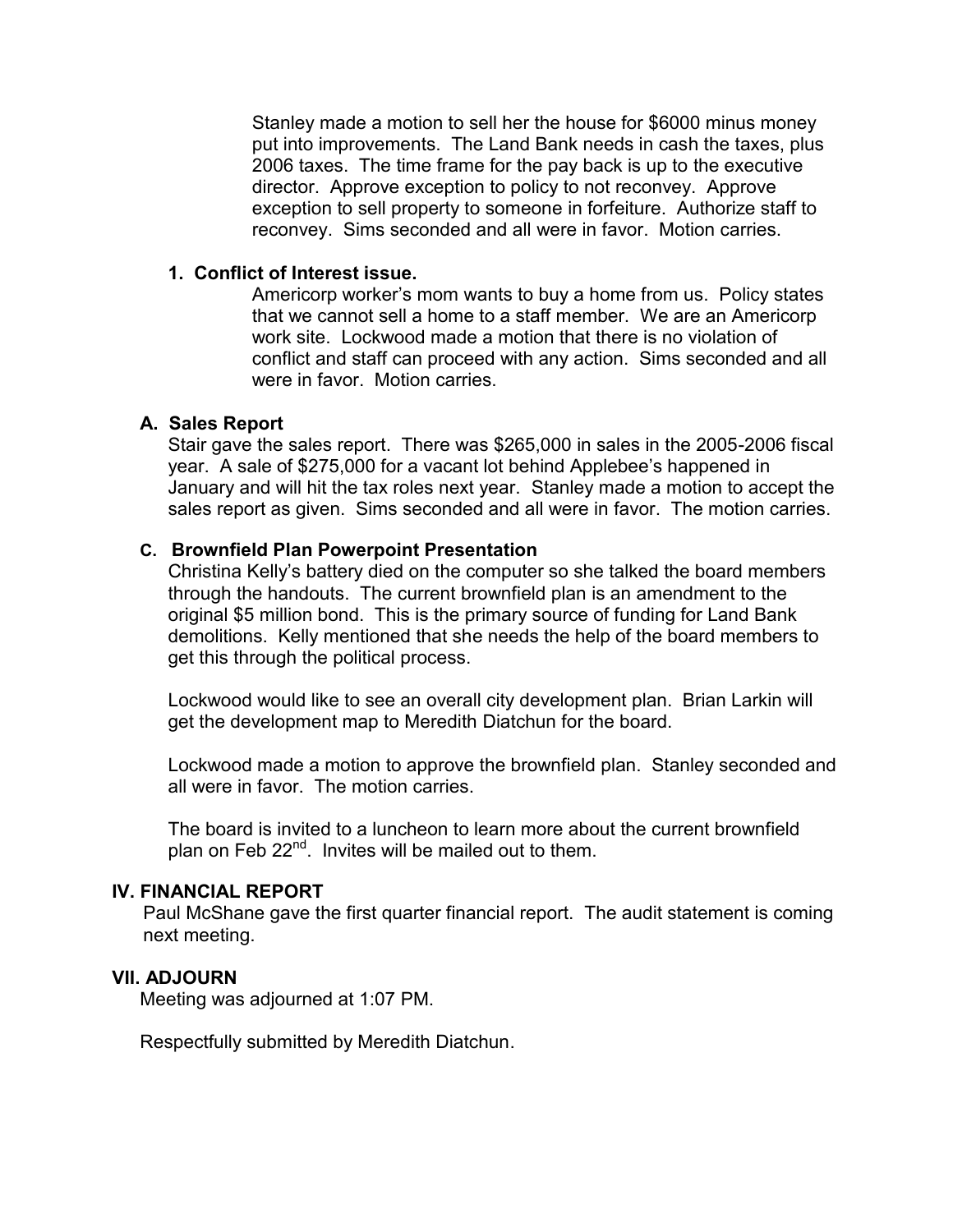Stanley made a motion to sell her the house for $6000 minus money put into improvements. The Land Bank needs in cash the taxes, plus 2006 taxes. The time frame for the pay back is up to the executive director. Approve exception to policy to not reconvey. Approve exception to sell property to someone in forfeiture. Authorize staff to reconvey. Sims seconded and all were in favor. Motion carries.

**1. Conflict of Interest issue.**

Americorp worker's mom wants to buy a home from us. Policy states that we cannot sell a home to a staff member. We are an Americorp work site. Lockwood made a motion that there is no violation of conflict and staff can proceed with any action. Sims seconded and all were in favor. Motion carries.

**A. Sales Report**

Stair gave the sales report. There was $265,000 in sales in the 2005-2006 fiscal year. A sale of $275,000 for a vacant lot behind Applebee's happened in January and will hit the tax roles next year. Stanley made a motion to accept the sales report as given. Sims seconded and all were in favor. The motion carries.

**C. Brownfield Plan Powerpoint Presentation**

Christina Kelly's battery died on the computer so she talked the board members through the handouts. The current brownfield plan is an amendment to the original $5 million bond. This is the primary source of funding for Land Bank demolitions. Kelly mentioned that she needs the help of the board members to get this through the political process.

Lockwood would like to see an overall city development plan. Brian Larkin will get the development map to Meredith Diatchun for the board.

Lockwood made a motion to approve the brownfield plan. Stanley seconded and all were in favor. The motion carries.

The board is invited to a luncheon to learn more about the current brownfield plan on Feb 22nd. Invites will be mailed out to them.

## IV. FINANCIAL REPORT

Paul McShane gave the first quarter financial report. The audit statement is coming next meeting.

## VII. ADJOURN

Meeting was adjourned at 1:07 PM.

Respectfully submitted by Meredith Diatchun.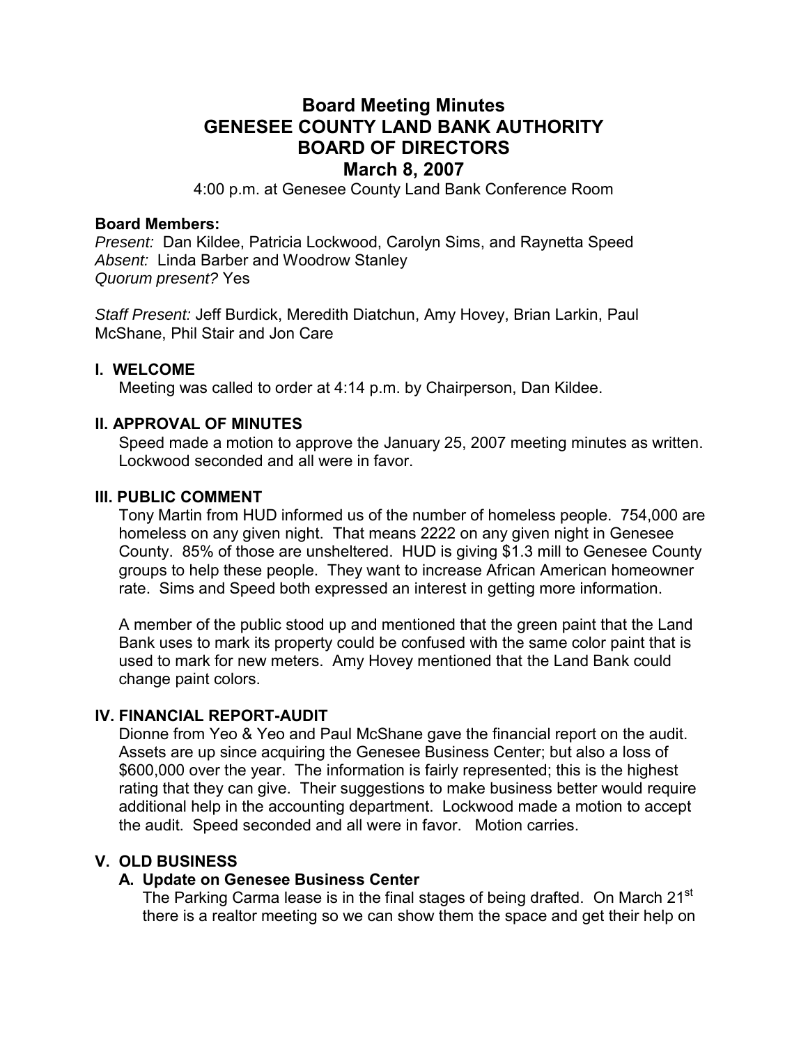# Board Meeting Minutes
# GENESEE COUNTY LAND BANK AUTHORITY
# BOARD OF DIRECTORS
# March 8, 2007

4:00 p.m. at Genesee County Land Bank Conference Room

**Board Members:**
*Present:* Dan Kildee, Patricia Lockwood, Carolyn Sims, and Raynetta Speed
*Absent:* Linda Barber and Woodrow Stanley
*Quorum present?* Yes

*Staff Present:* Jeff Burdick, Meredith Diatchun, Amy Hovey, Brian Larkin, Paul McShane, Phil Stair and Jon Care

### I. WELCOME

Meeting was called to order at 4:14 p.m. by Chairperson, Dan Kildee.

### II. APPROVAL OF MINUTES

Speed made a motion to approve the January 25, 2007 meeting minutes as written. Lockwood seconded and all were in favor.

### III. PUBLIC COMMENT

Tony Martin from HUD informed us of the number of homeless people. 754,000 are homeless on any given night. That means 2222 on any given night in Genesee County. 85% of those are unsheltered. HUD is giving $1.3 mill to Genesee County groups to help these people. They want to increase African American homeowner rate. Sims and Speed both expressed an interest in getting more information.

A member of the public stood up and mentioned that the green paint that the Land Bank uses to mark its property could be confused with the same color paint that is used to mark for new meters. Amy Hovey mentioned that the Land Bank could change paint colors.

### IV. FINANCIAL REPORT-AUDIT

Dionne from Yeo & Yeo and Paul McShane gave the financial report on the audit. Assets are up since acquiring the Genesee Business Center; but also a loss of $600,000 over the year. The information is fairly represented; this is the highest rating that they can give. Their suggestions to make business better would require additional help in the accounting department. Lockwood made a motion to accept the audit. Speed seconded and all were in favor. Motion carries.

### V. OLD BUSINESS

**A. Update on Genesee Business Center**

The Parking Carma lease is in the final stages of being drafted. On March 21st there is a realtor meeting so we can show them the space and get their help on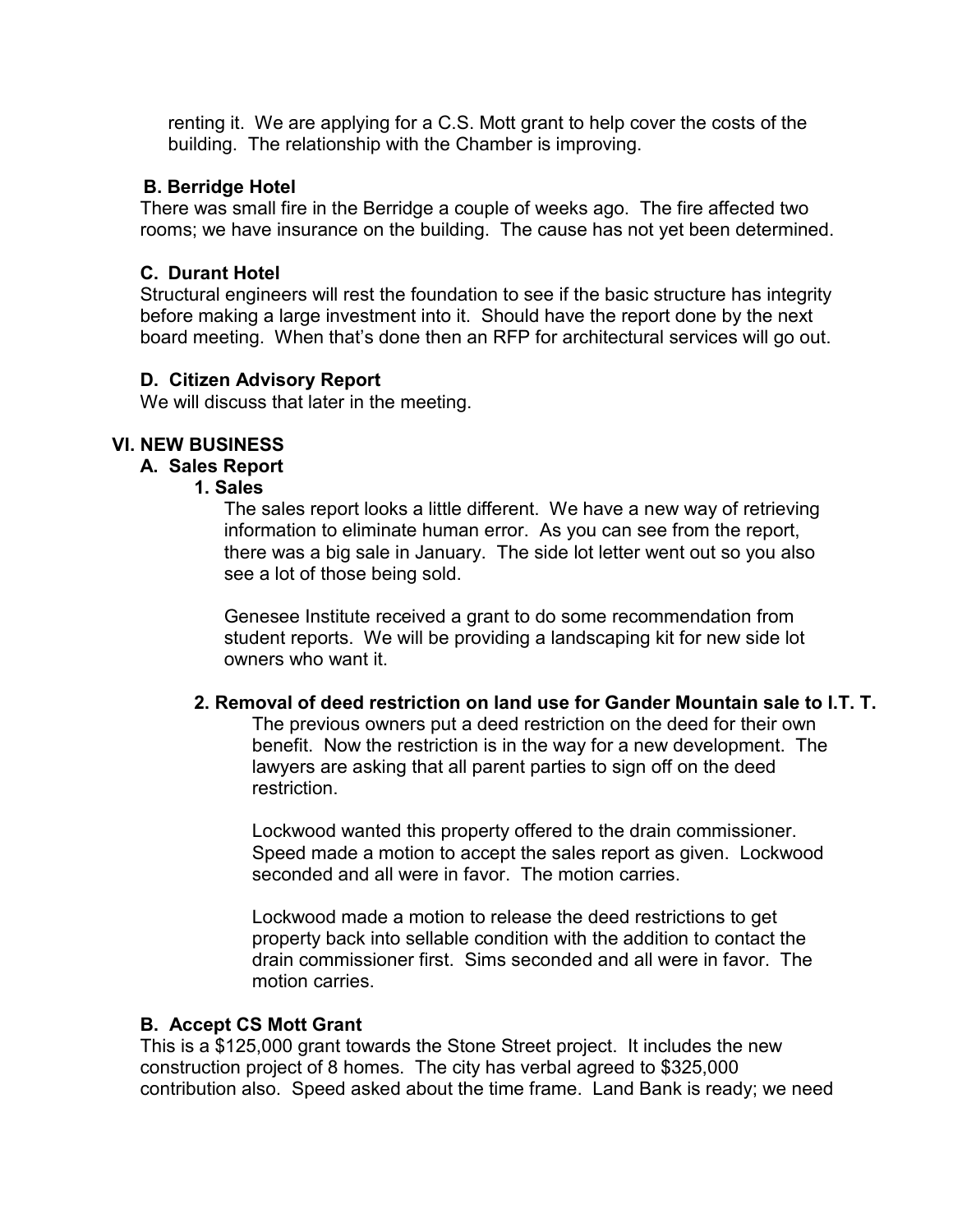renting it. We are applying for a C.S. Mott grant to help cover the costs of the building. The relationship with the Chamber is improving.

**B. Berridge Hotel**

There was small fire in the Berridge a couple of weeks ago. The fire affected two rooms; we have insurance on the building. The cause has not yet been determined.

**C. Durant Hotel**

Structural engineers will rest the foundation to see if the basic structure has integrity before making a large investment into it. Should have the report done by the next board meeting. When that's done then an RFP for architectural services will go out.

**D. Citizen Advisory Report**

We will discuss that later in the meeting.

## VI. NEW BUSINESS

### A. Sales Report

**1. Sales**

The sales report looks a little different. We have a new way of retrieving information to eliminate human error. As you can see from the report, there was a big sale in January. The side lot letter went out so you also see a lot of those being sold.

Genesee Institute received a grant to do some recommendation from student reports. We will be providing a landscaping kit for new side lot owners who want it.

**2. Removal of deed restriction on land use for Gander Mountain sale to I.T. T.**

The previous owners put a deed restriction on the deed for their own benefit. Now the restriction is in the way for a new development. The lawyers are asking that all parent parties to sign off on the deed restriction.

Lockwood wanted this property offered to the drain commissioner. Speed made a motion to accept the sales report as given. Lockwood seconded and all were in favor. The motion carries.

Lockwood made a motion to release the deed restrictions to get property back into sellable condition with the addition to contact the drain commissioner first. Sims seconded and all were in favor. The motion carries.

### B. Accept CS Mott Grant

This is a $125,000 grant towards the Stone Street project. It includes the new construction project of 8 homes. The city has verbal agreed to $325,000 contribution also. Speed asked about the time frame. Land Bank is ready; we need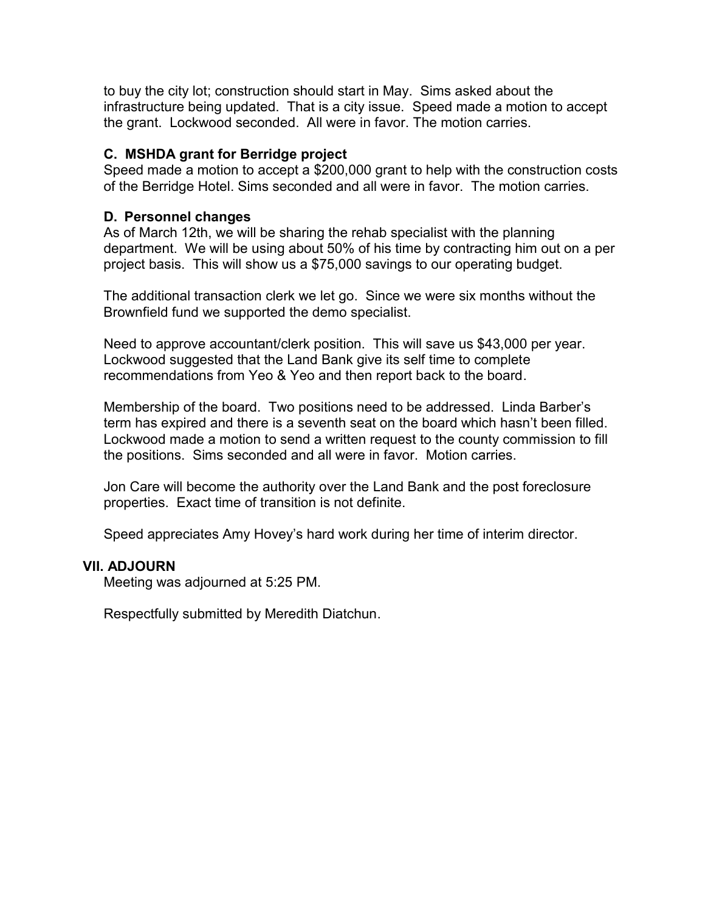to buy the city lot; construction should start in May. Sims asked about the infrastructure being updated. That is a city issue. Speed made a motion to accept the grant. Lockwood seconded. All were in favor. The motion carries.

### C. MSHDA grant for Berridge project

Speed made a motion to accept a $200,000 grant to help with the construction costs of the Berridge Hotel. Sims seconded and all were in favor. The motion carries.

### D. Personnel changes

As of March 12th, we will be sharing the rehab specialist with the planning department. We will be using about 50% of his time by contracting him out on a per project basis. This will show us a $75,000 savings to our operating budget.

The additional transaction clerk we let go. Since we were six months without the Brownfield fund we supported the demo specialist.

Need to approve accountant/clerk position. This will save us $43,000 per year. Lockwood suggested that the Land Bank give its self time to complete recommendations from Yeo & Yeo and then report back to the board.

Membership of the board. Two positions need to be addressed. Linda Barber's term has expired and there is a seventh seat on the board which hasn't been filled. Lockwood made a motion to send a written request to the county commission to fill the positions. Sims seconded and all were in favor. Motion carries.

Jon Care will become the authority over the Land Bank and the post foreclosure properties. Exact time of transition is not definite.

Speed appreciates Amy Hovey's hard work during her time of interim director.

## VII. ADJOURN

Meeting was adjourned at 5:25 PM.

Respectfully submitted by Meredith Diatchun.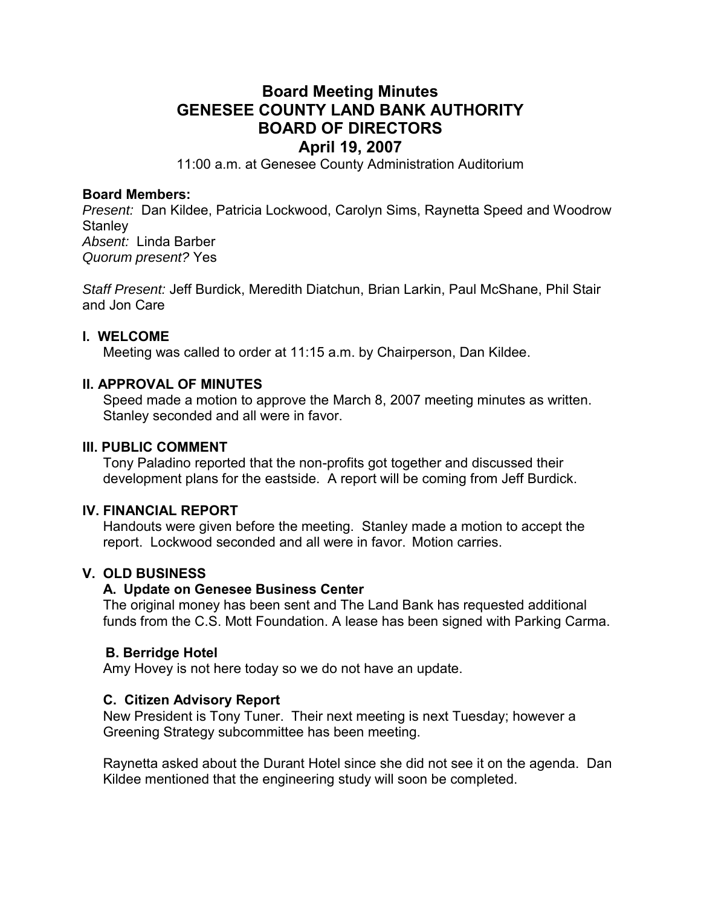# Board Meeting Minutes
# GENESEE COUNTY LAND BANK AUTHORITY
# BOARD OF DIRECTORS
# April 19, 2007

11:00 a.m. at Genesee County Administration Auditorium

**Board Members:**
*Present:* Dan Kildee, Patricia Lockwood, Carolyn Sims, Raynetta Speed and Woodrow Stanley
*Absent:* Linda Barber
*Quorum present?* Yes

*Staff Present:* Jeff Burdick, Meredith Diatchun, Brian Larkin, Paul McShane, Phil Stair and Jon Care

**I. WELCOME**

Meeting was called to order at 11:15 a.m. by Chairperson, Dan Kildee.

**II. APPROVAL OF MINUTES**

Speed made a motion to approve the March 8, 2007 meeting minutes as written. Stanley seconded and all were in favor.

**III. PUBLIC COMMENT**

Tony Paladino reported that the non-profits got together and discussed their development plans for the eastside. A report will be coming from Jeff Burdick.

**IV. FINANCIAL REPORT**

Handouts were given before the meeting. Stanley made a motion to accept the report. Lockwood seconded and all were in favor. Motion carries.

**V. OLD BUSINESS**

**A. Update on Genesee Business Center**

The original money has been sent and The Land Bank has requested additional funds from the C.S. Mott Foundation. A lease has been signed with Parking Carma.

**B. Berridge Hotel**

Amy Hovey is not here today so we do not have an update.

**C. Citizen Advisory Report**

New President is Tony Tuner. Their next meeting is next Tuesday; however a Greening Strategy subcommittee has been meeting.

Raynetta asked about the Durant Hotel since she did not see it on the agenda. Dan Kildee mentioned that the engineering study will soon be completed.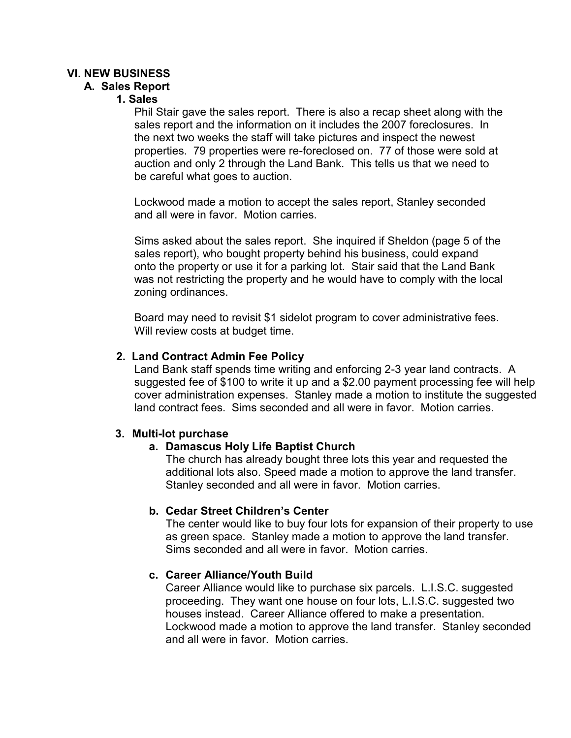## VI. NEW BUSINESS

### A. Sales Report

#### 1. Sales

Phil Stair gave the sales report. There is also a recap sheet along with the sales report and the information on it includes the 2007 foreclosures. In the next two weeks the staff will take pictures and inspect the newest properties. 79 properties were re-foreclosed on. 77 of those were sold at auction and only 2 through the Land Bank. This tells us that we need to be careful what goes to auction.

Lockwood made a motion to accept the sales report, Stanley seconded and all were in favor. Motion carries.

Sims asked about the sales report. She inquired if Sheldon (page 5 of the sales report), who bought property behind his business, could expand onto the property or use it for a parking lot. Stair said that the Land Bank was not restricting the property and he would have to comply with the local zoning ordinances.

Board may need to revisit $1 sidelot program to cover administrative fees. Will review costs at budget time.

#### 2. Land Contract Admin Fee Policy

Land Bank staff spends time writing and enforcing 2-3 year land contracts. A suggested fee of $100 to write it up and a $2.00 payment processing fee will help cover administration expenses. Stanley made a motion to institute the suggested land contract fees. Sims seconded and all were in favor. Motion carries.

#### 3. Multi-lot purchase

**a. Damascus Holy Life Baptist Church**

The church has already bought three lots this year and requested the additional lots also. Speed made a motion to approve the land transfer. Stanley seconded and all were in favor. Motion carries.

**b. Cedar Street Children's Center**

The center would like to buy four lots for expansion of their property to use as green space. Stanley made a motion to approve the land transfer. Sims seconded and all were in favor. Motion carries.

**c. Career Alliance/Youth Build**

Career Alliance would like to purchase six parcels. L.I.S.C. suggested proceeding. They want one house on four lots, L.I.S.C. suggested two houses instead. Career Alliance offered to make a presentation. Lockwood made a motion to approve the land transfer. Stanley seconded and all were in favor. Motion carries.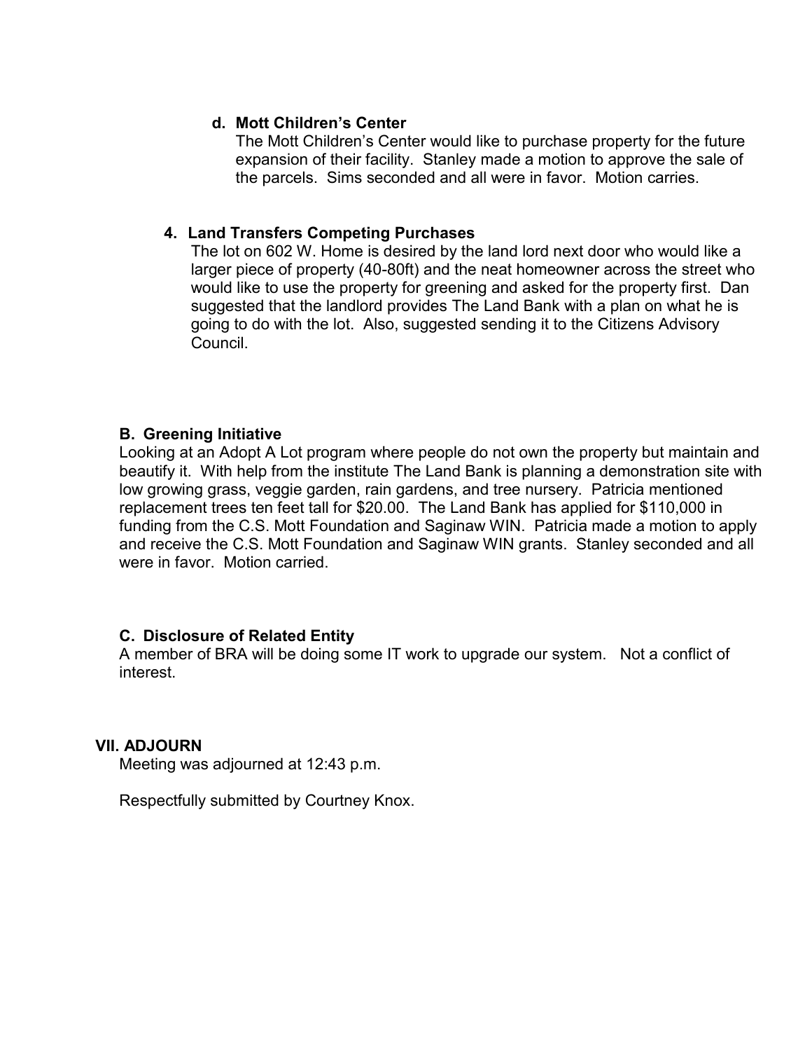**d. Mott Children's Center**

The Mott Children's Center would like to purchase property for the future expansion of their facility. Stanley made a motion to approve the sale of the parcels. Sims seconded and all were in favor. Motion carries.

**4. Land Transfers Competing Purchases**

The lot on 602 W. Home is desired by the land lord next door who would like a larger piece of property (40-80ft) and the neat homeowner across the street who would like to use the property for greening and asked for the property first. Dan suggested that the landlord provides The Land Bank with a plan on what he is going to do with the lot. Also, suggested sending it to the Citizens Advisory Council.

### B. Greening Initiative

Looking at an Adopt A Lot program where people do not own the property but maintain and beautify it. With help from the institute The Land Bank is planning a demonstration site with low growing grass, veggie garden, rain gardens, and tree nursery. Patricia mentioned replacement trees ten feet tall for $20.00. The Land Bank has applied for $110,000 in funding from the C.S. Mott Foundation and Saginaw WIN. Patricia made a motion to apply and receive the C.S. Mott Foundation and Saginaw WIN grants. Stanley seconded and all were in favor. Motion carried.

### C. Disclosure of Related Entity

A member of BRA will be doing some IT work to upgrade our system. Not a conflict of interest.

## VII. ADJOURN

Meeting was adjourned at 12:43 p.m.

Respectfully submitted by Courtney Knox.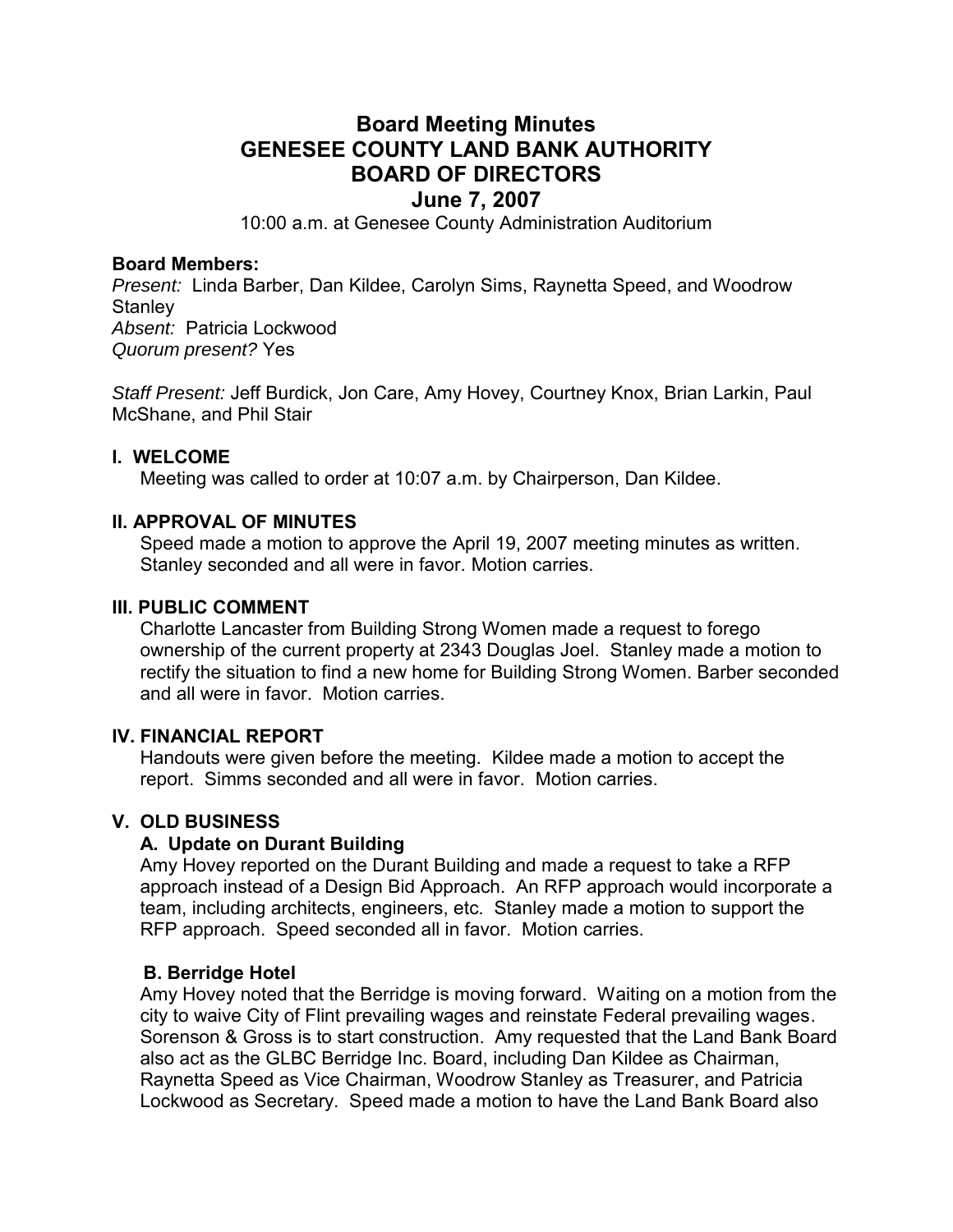# Board Meeting Minutes
# GENESEE COUNTY LAND BANK AUTHORITY
# BOARD OF DIRECTORS
## June 7, 2007

10:00 a.m. at Genesee County Administration Auditorium

**Board Members:**
*Present:* Linda Barber, Dan Kildee, Carolyn Sims, Raynetta Speed, and Woodrow Stanley
*Absent:* Patricia Lockwood
*Quorum present?* Yes

*Staff Present:* Jeff Burdick, Jon Care, Amy Hovey, Courtney Knox, Brian Larkin, Paul McShane, and Phil Stair

### I. WELCOME

Meeting was called to order at 10:07 a.m. by Chairperson, Dan Kildee.

### II. APPROVAL OF MINUTES

Speed made a motion to approve the April 19, 2007 meeting minutes as written. Stanley seconded and all were in favor. Motion carries.

### III. PUBLIC COMMENT

Charlotte Lancaster from Building Strong Women made a request to forego ownership of the current property at 2343 Douglas Joel. Stanley made a motion to rectify the situation to find a new home for Building Strong Women. Barber seconded and all were in favor. Motion carries.

### IV. FINANCIAL REPORT

Handouts were given before the meeting. Kildee made a motion to accept the report. Simms seconded and all were in favor. Motion carries.

### V. OLD BUSINESS

#### A. Update on Durant Building

Amy Hovey reported on the Durant Building and made a request to take a RFP approach instead of a Design Bid Approach. An RFP approach would incorporate a team, including architects, engineers, etc. Stanley made a motion to support the RFP approach. Speed seconded all in favor. Motion carries.

#### B. Berridge Hotel

Amy Hovey noted that the Berridge is moving forward. Waiting on a motion from the city to waive City of Flint prevailing wages and reinstate Federal prevailing wages. Sorenson & Gross is to start construction. Amy requested that the Land Bank Board also act as the GLBC Berridge Inc. Board, including Dan Kildee as Chairman, Raynetta Speed as Vice Chairman, Woodrow Stanley as Treasurer, and Patricia Lockwood as Secretary. Speed made a motion to have the Land Bank Board also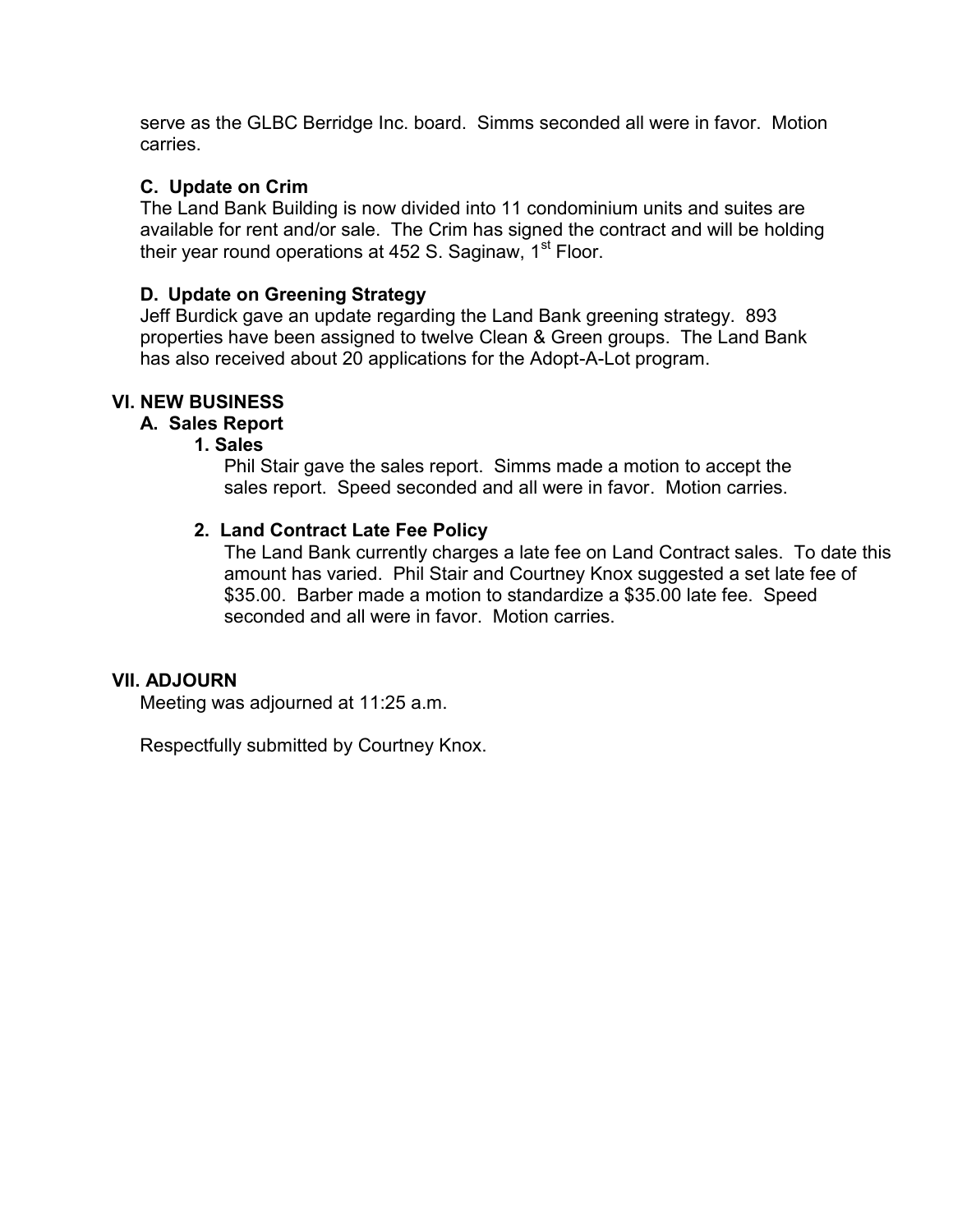serve as the GLBC Berridge Inc. board. Simms seconded all were in favor. Motion carries.

### C. Update on Crim

The Land Bank Building is now divided into 11 condominium units and suites are available for rent and/or sale. The Crim has signed the contract and will be holding their year round operations at 452 S. Saginaw, 1st Floor.

### D. Update on Greening Strategy

Jeff Burdick gave an update regarding the Land Bank greening strategy. 893 properties have been assigned to twelve Clean & Green groups. The Land Bank has also received about 20 applications for the Adopt-A-Lot program.

## VI. NEW BUSINESS

### A. Sales Report

#### 1. Sales

Phil Stair gave the sales report. Simms made a motion to accept the sales report. Speed seconded and all were in favor. Motion carries.

#### 2. Land Contract Late Fee Policy

The Land Bank currently charges a late fee on Land Contract sales. To date this amount has varied. Phil Stair and Courtney Knox suggested a set late fee of $35.00. Barber made a motion to standardize a $35.00 late fee. Speed seconded and all were in favor. Motion carries.

## VII. ADJOURN

Meeting was adjourned at 11:25 a.m.

Respectfully submitted by Courtney Knox.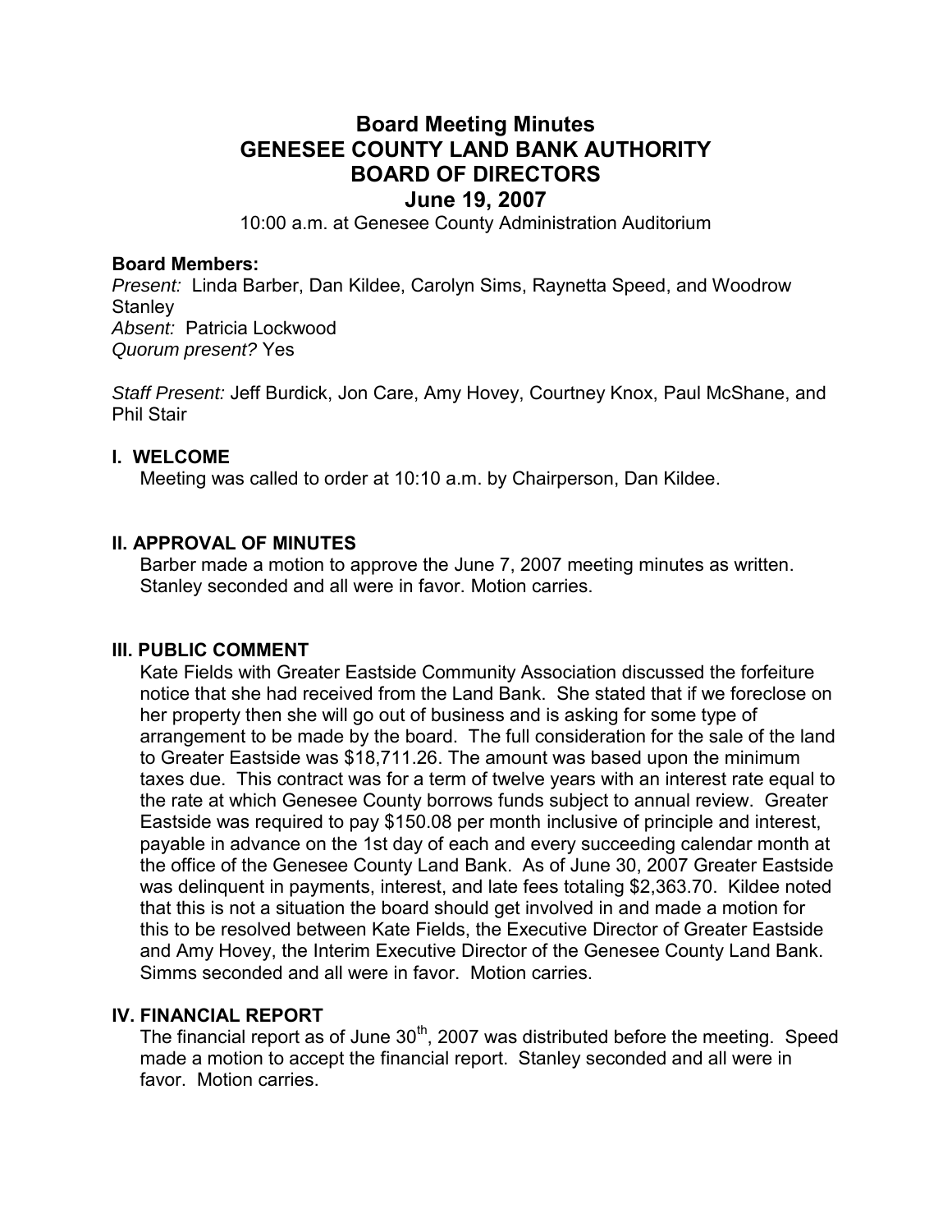# Board Meeting Minutes
# GENESEE COUNTY LAND BANK AUTHORITY
# BOARD OF DIRECTORS
# June 19, 2007

10:00 a.m. at Genesee County Administration Auditorium

**Board Members:**
*Present:* Linda Barber, Dan Kildee, Carolyn Sims, Raynetta Speed, and Woodrow Stanley
*Absent:* Patricia Lockwood
*Quorum present?* Yes

*Staff Present:* Jeff Burdick, Jon Care, Amy Hovey, Courtney Knox, Paul McShane, and Phil Stair

## I. WELCOME

Meeting was called to order at 10:10 a.m. by Chairperson, Dan Kildee.

## II. APPROVAL OF MINUTES

Barber made a motion to approve the June 7, 2007 meeting minutes as written. Stanley seconded and all were in favor. Motion carries.

## III. PUBLIC COMMENT

Kate Fields with Greater Eastside Community Association discussed the forfeiture notice that she had received from the Land Bank. She stated that if we foreclose on her property then she will go out of business and is asking for some type of arrangement to be made by the board. The full consideration for the sale of the land to Greater Eastside was $18,711.26. The amount was based upon the minimum taxes due. This contract was for a term of twelve years with an interest rate equal to the rate at which Genesee County borrows funds subject to annual review. Greater Eastside was required to pay $150.08 per month inclusive of principle and interest, payable in advance on the 1st day of each and every succeeding calendar month at the office of the Genesee County Land Bank. As of June 30, 2007 Greater Eastside was delinquent in payments, interest, and late fees totaling $2,363.70. Kildee noted that this is not a situation the board should get involved in and made a motion for this to be resolved between Kate Fields, the Executive Director of Greater Eastside and Amy Hovey, the Interim Executive Director of the Genesee County Land Bank. Simms seconded and all were in favor. Motion carries.

## IV. FINANCIAL REPORT

The financial report as of June 30th, 2007 was distributed before the meeting. Speed made a motion to accept the financial report. Stanley seconded and all were in favor. Motion carries.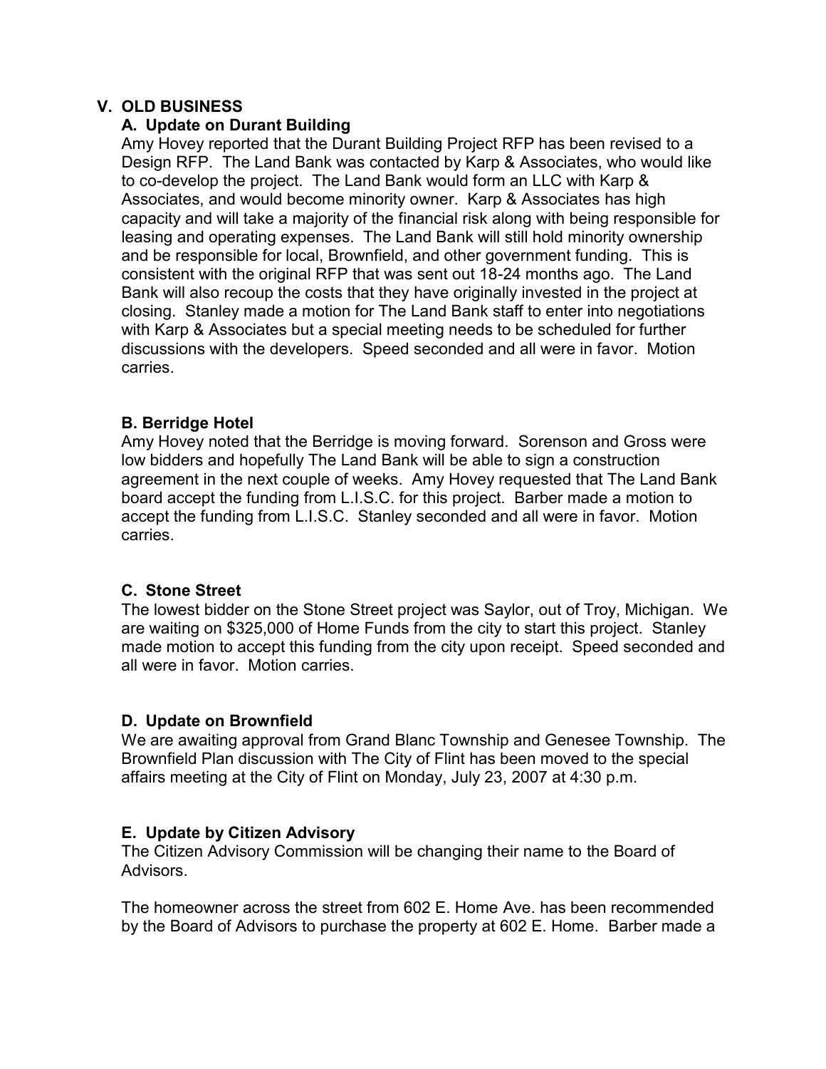## V. OLD BUSINESS

### A. Update on Durant Building

Amy Hovey reported that the Durant Building Project RFP has been revised to a Design RFP. The Land Bank was contacted by Karp & Associates, who would like to co-develop the project. The Land Bank would form an LLC with Karp & Associates, and would become minority owner. Karp & Associates has high capacity and will take a majority of the financial risk along with being responsible for leasing and operating expenses. The Land Bank will still hold minority ownership and be responsible for local, Brownfield, and other government funding. This is consistent with the original RFP that was sent out 18-24 months ago. The Land Bank will also recoup the costs that they have originally invested in the project at closing. Stanley made a motion for The Land Bank staff to enter into negotiations with Karp & Associates but a special meeting needs to be scheduled for further discussions with the developers. Speed seconded and all were in favor. Motion carries.

### B. Berridge Hotel

Amy Hovey noted that the Berridge is moving forward. Sorenson and Gross were low bidders and hopefully The Land Bank will be able to sign a construction agreement in the next couple of weeks. Amy Hovey requested that The Land Bank board accept the funding from L.I.S.C. for this project. Barber made a motion to accept the funding from L.I.S.C. Stanley seconded and all were in favor. Motion carries.

### C. Stone Street

The lowest bidder on the Stone Street project was Saylor, out of Troy, Michigan. We are waiting on $325,000 of Home Funds from the city to start this project. Stanley made motion to accept this funding from the city upon receipt. Speed seconded and all were in favor. Motion carries.

### D. Update on Brownfield

We are awaiting approval from Grand Blanc Township and Genesee Township. The Brownfield Plan discussion with The City of Flint has been moved to the special affairs meeting at the City of Flint on Monday, July 23, 2007 at 4:30 p.m.

### E. Update by Citizen Advisory

The Citizen Advisory Commission will be changing their name to the Board of Advisors.

The homeowner across the street from 602 E. Home Ave. has been recommended by the Board of Advisors to purchase the property at 602 E. Home. Barber made a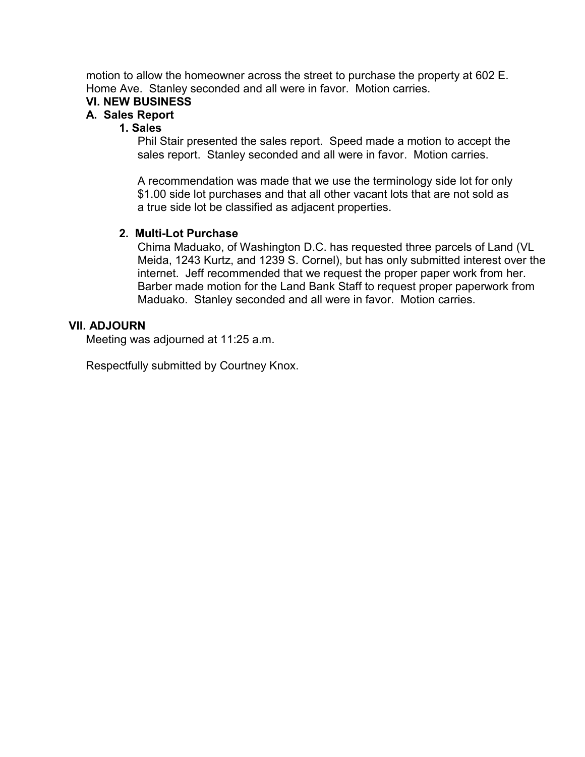motion to allow the homeowner across the street to purchase the property at 602 E. Home Ave. Stanley seconded and all were in favor. Motion carries.

## VI. NEW BUSINESS

### A. Sales Report

#### 1. Sales

Phil Stair presented the sales report. Speed made a motion to accept the sales report. Stanley seconded and all were in favor. Motion carries.

A recommendation was made that we use the terminology side lot for only $1.00 side lot purchases and that all other vacant lots that are not sold as a true side lot be classified as adjacent properties.

#### 2. Multi-Lot Purchase

Chima Maduako, of Washington D.C. has requested three parcels of Land (VL Meida, 1243 Kurtz, and 1239 S. Cornel), but has only submitted interest over the internet. Jeff recommended that we request the proper paper work from her. Barber made motion for the Land Bank Staff to request proper paperwork from Maduako. Stanley seconded and all were in favor. Motion carries.

## VII. ADJOURN

Meeting was adjourned at 11:25 a.m.

Respectfully submitted by Courtney Knox.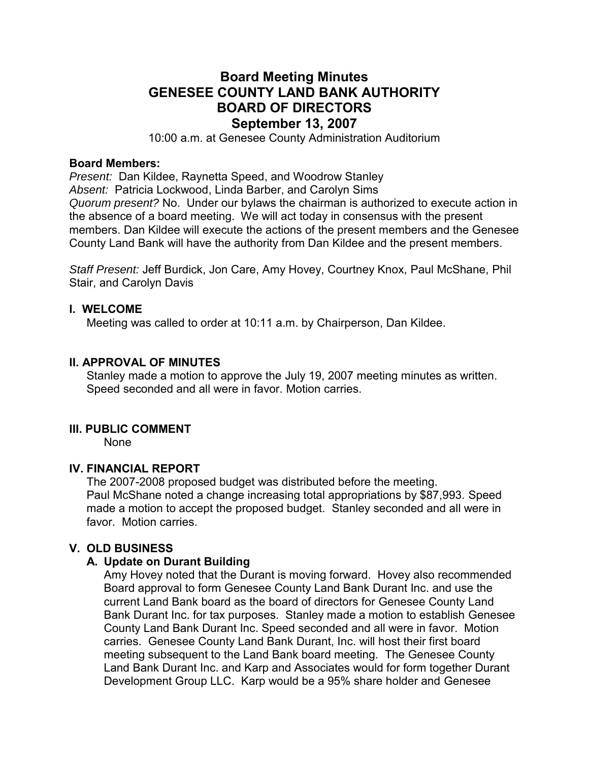# Board Meeting Minutes
# GENESEE COUNTY LAND BANK AUTHORITY
# BOARD OF DIRECTORS
# September 13, 2007

10:00 a.m. at Genesee County Administration Auditorium

**Board Members:**

*Present:* Dan Kildee, Raynetta Speed, and Woodrow Stanley
*Absent:* Patricia Lockwood, Linda Barber, and Carolyn Sims
*Quorum present?* No. Under our bylaws the chairman is authorized to execute action in the absence of a board meeting. We will act today in consensus with the present members. Dan Kildee will execute the actions of the present members and the Genesee County Land Bank will have the authority from Dan Kildee and the present members.

*Staff Present:* Jeff Burdick, Jon Care, Amy Hovey, Courtney Knox, Paul McShane, Phil Stair, and Carolyn Davis

### I. WELCOME

Meeting was called to order at 10:11 a.m. by Chairperson, Dan Kildee.

### II. APPROVAL OF MINUTES

Stanley made a motion to approve the July 19, 2007 meeting minutes as written. Speed seconded and all were in favor. Motion carries.

### III. PUBLIC COMMENT

None

### IV. FINANCIAL REPORT

The 2007-2008 proposed budget was distributed before the meeting. Paul McShane noted a change increasing total appropriations by $87,993. Speed made a motion to accept the proposed budget. Stanley seconded and all were in favor. Motion carries.

### V. OLD BUSINESS

#### A. Update on Durant Building

Amy Hovey noted that the Durant is moving forward. Hovey also recommended Board approval to form Genesee County Land Bank Durant Inc. and use the current Land Bank board as the board of directors for Genesee County Land Bank Durant Inc. for tax purposes. Stanley made a motion to establish Genesee County Land Bank Durant Inc. Speed seconded and all were in favor. Motion carries. Genesee County Land Bank Durant, Inc. will host their first board meeting subsequent to the Land Bank board meeting. The Genesee County Land Bank Durant Inc. and Karp and Associates would for form together Durant Development Group LLC. Karp would be a 95% share holder and Genesee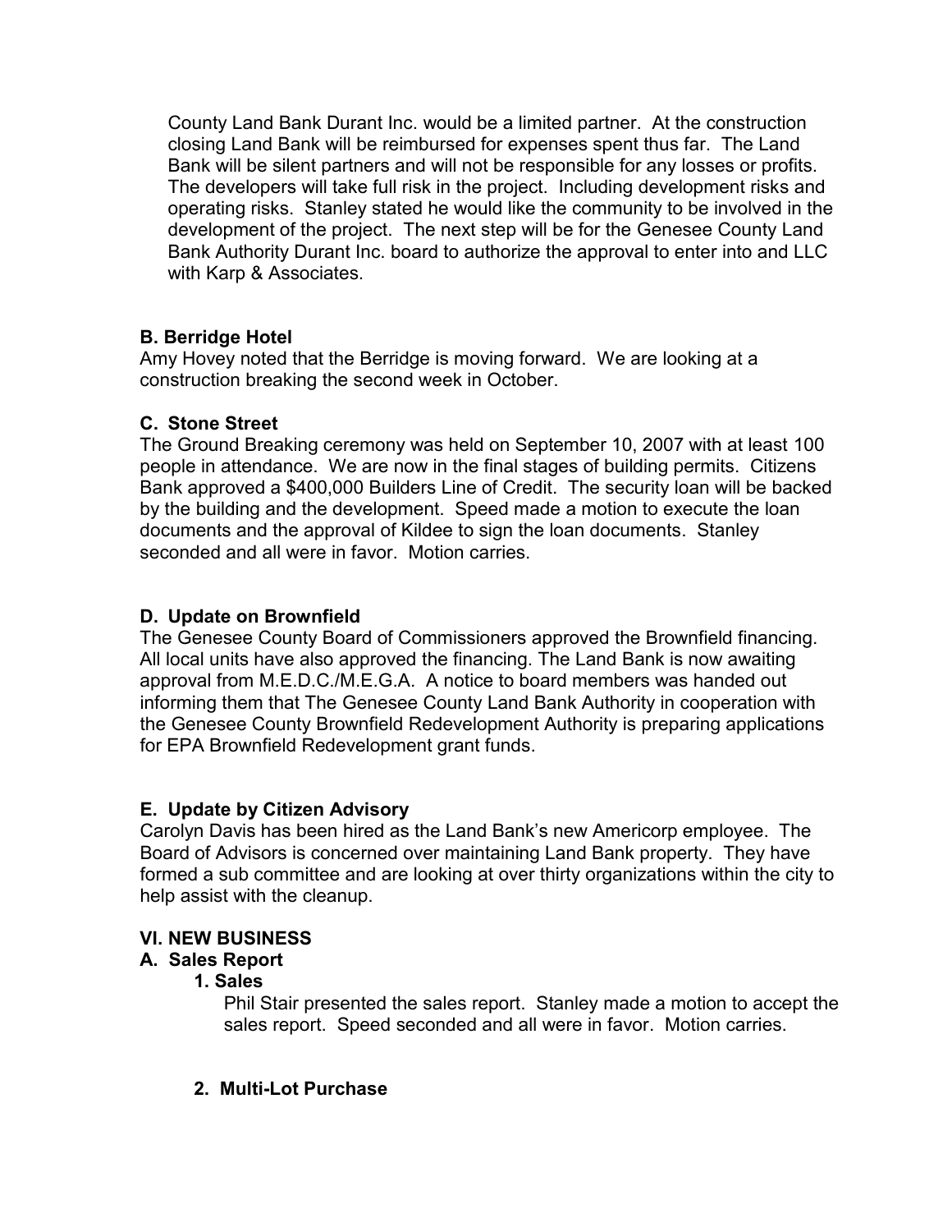County Land Bank Durant Inc. would be a limited partner. At the construction closing Land Bank will be reimbursed for expenses spent thus far. The Land Bank will be silent partners and will not be responsible for any losses or profits. The developers will take full risk in the project. Including development risks and operating risks. Stanley stated he would like the community to be involved in the development of the project. The next step will be for the Genesee County Land Bank Authority Durant Inc. board to authorize the approval to enter into and LLC with Karp & Associates.

**B. Berridge Hotel**

Amy Hovey noted that the Berridge is moving forward. We are looking at a construction breaking the second week in October.

**C. Stone Street**

The Ground Breaking ceremony was held on September 10, 2007 with at least 100 people in attendance. We are now in the final stages of building permits. Citizens Bank approved a $400,000 Builders Line of Credit. The security loan will be backed by the building and the development. Speed made a motion to execute the loan documents and the approval of Kildee to sign the loan documents. Stanley seconded and all were in favor. Motion carries.

**D. Update on Brownfield**

The Genesee County Board of Commissioners approved the Brownfield financing. All local units have also approved the financing. The Land Bank is now awaiting approval from M.E.D.C./M.E.G.A. A notice to board members was handed out informing them that The Genesee County Land Bank Authority in cooperation with the Genesee County Brownfield Redevelopment Authority is preparing applications for EPA Brownfield Redevelopment grant funds.

**E. Update by Citizen Advisory**

Carolyn Davis has been hired as the Land Bank's new Americorp employee. The Board of Advisors is concerned over maintaining Land Bank property. They have formed a sub committee and are looking at over thirty organizations within the city to help assist with the cleanup.

**VI. NEW BUSINESS**

**A. Sales Report**

**1. Sales**

Phil Stair presented the sales report. Stanley made a motion to accept the sales report. Speed seconded and all were in favor. Motion carries.

**2. Multi-Lot Purchase**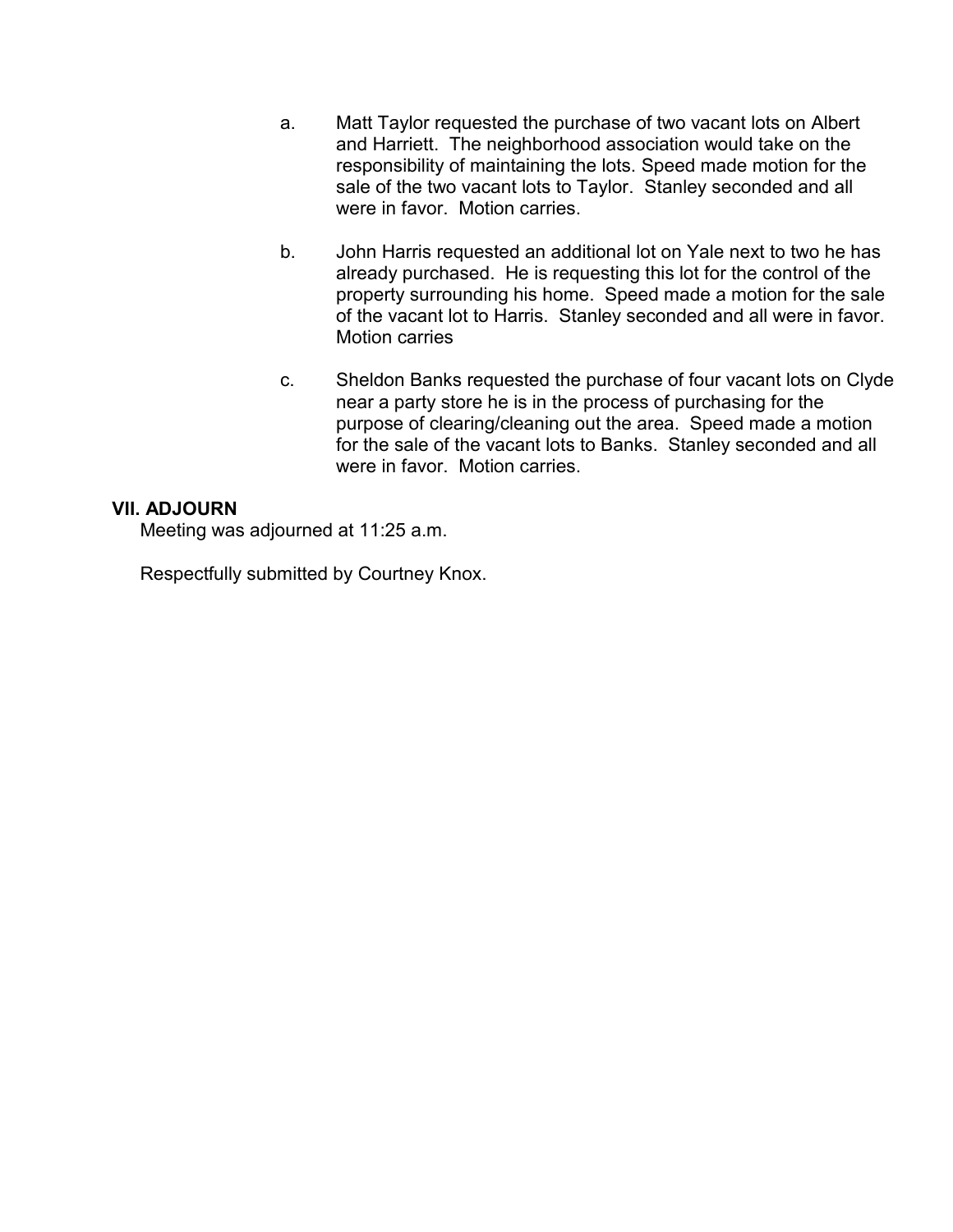a. Matt Taylor requested the purchase of two vacant lots on Albert and Harriett. The neighborhood association would take on the responsibility of maintaining the lots. Speed made motion for the sale of the two vacant lots to Taylor. Stanley seconded and all were in favor. Motion carries.

b. John Harris requested an additional lot on Yale next to two he has already purchased. He is requesting this lot for the control of the property surrounding his home. Speed made a motion for the sale of the vacant lot to Harris. Stanley seconded and all were in favor. Motion carries

c. Sheldon Banks requested the purchase of four vacant lots on Clyde near a party store he is in the process of purchasing for the purpose of clearing/cleaning out the area. Speed made a motion for the sale of the vacant lots to Banks. Stanley seconded and all were in favor. Motion carries.

**VII. ADJOURN**

Meeting was adjourned at 11:25 a.m.

Respectfully submitted by Courtney Knox.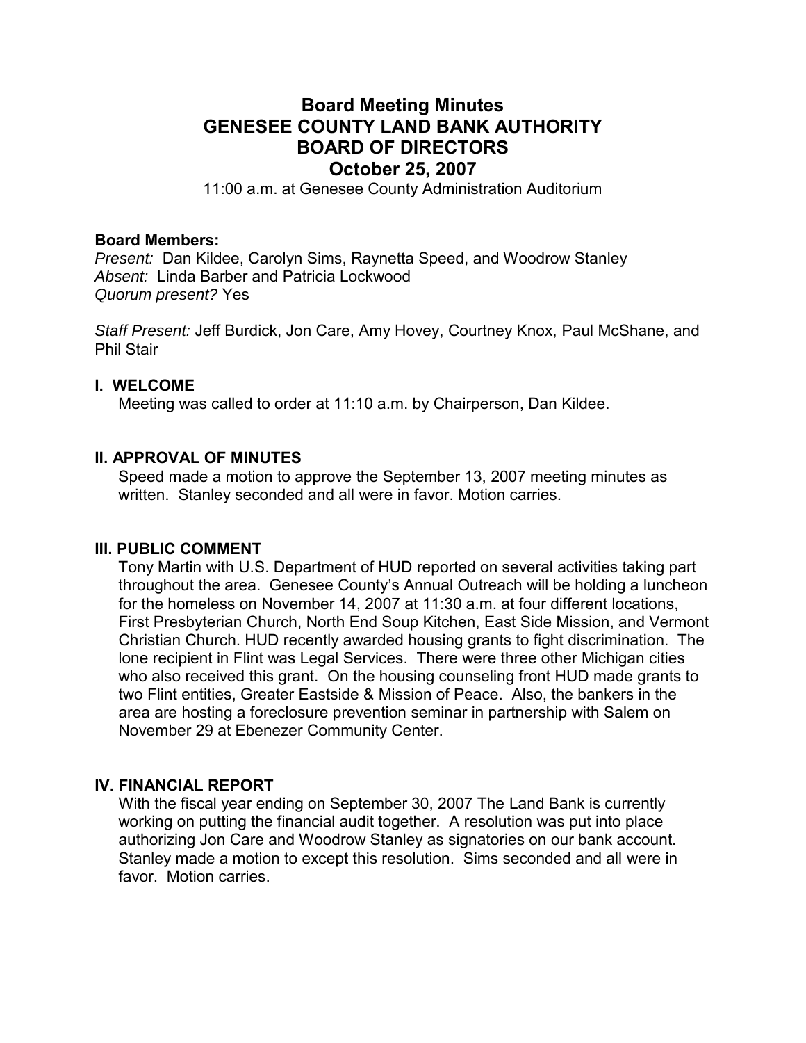# Board Meeting Minutes
# GENESEE COUNTY LAND BANK AUTHORITY
# BOARD OF DIRECTORS
# October 25, 2007

11:00 a.m. at Genesee County Administration Auditorium

**Board Members:**
*Present:* Dan Kildee, Carolyn Sims, Raynetta Speed, and Woodrow Stanley
*Absent:* Linda Barber and Patricia Lockwood
*Quorum present?* Yes

*Staff Present:* Jeff Burdick, Jon Care, Amy Hovey, Courtney Knox, Paul McShane, and Phil Stair

## I. WELCOME

Meeting was called to order at 11:10 a.m. by Chairperson, Dan Kildee.

## II. APPROVAL OF MINUTES

Speed made a motion to approve the September 13, 2007 meeting minutes as written. Stanley seconded and all were in favor. Motion carries.

## III. PUBLIC COMMENT

Tony Martin with U.S. Department of HUD reported on several activities taking part throughout the area. Genesee County's Annual Outreach will be holding a luncheon for the homeless on November 14, 2007 at 11:30 a.m. at four different locations, First Presbyterian Church, North End Soup Kitchen, East Side Mission, and Vermont Christian Church. HUD recently awarded housing grants to fight discrimination. The lone recipient in Flint was Legal Services. There were three other Michigan cities who also received this grant. On the housing counseling front HUD made grants to two Flint entities, Greater Eastside & Mission of Peace. Also, the bankers in the area are hosting a foreclosure prevention seminar in partnership with Salem on November 29 at Ebenezer Community Center.

## IV. FINANCIAL REPORT

With the fiscal year ending on September 30, 2007 The Land Bank is currently working on putting the financial audit together. A resolution was put into place authorizing Jon Care and Woodrow Stanley as signatories on our bank account. Stanley made a motion to except this resolution. Sims seconded and all were in favor. Motion carries.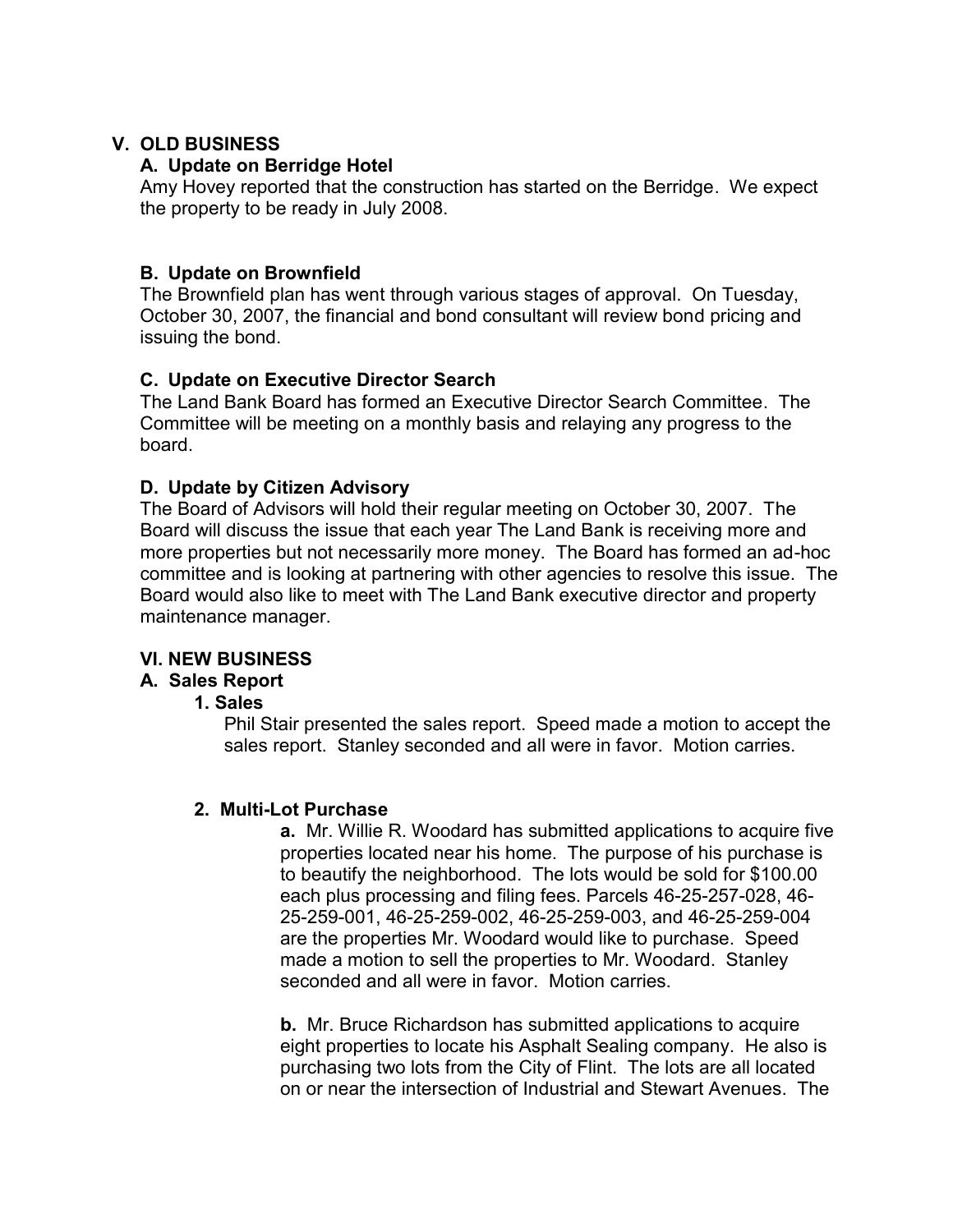## V. OLD BUSINESS

### A. Update on Berridge Hotel

Amy Hovey reported that the construction has started on the Berridge. We expect the property to be ready in July 2008.

### B. Update on Brownfield

The Brownfield plan has went through various stages of approval. On Tuesday, October 30, 2007, the financial and bond consultant will review bond pricing and issuing the bond.

### C. Update on Executive Director Search

The Land Bank Board has formed an Executive Director Search Committee. The Committee will be meeting on a monthly basis and relaying any progress to the board.

### D. Update by Citizen Advisory

The Board of Advisors will hold their regular meeting on October 30, 2007. The Board will discuss the issue that each year The Land Bank is receiving more and more properties but not necessarily more money. The Board has formed an ad-hoc committee and is looking at partnering with other agencies to resolve this issue. The Board would also like to meet with The Land Bank executive director and property maintenance manager.

## VI. NEW BUSINESS

### A. Sales Report

#### 1. Sales

Phil Stair presented the sales report. Speed made a motion to accept the sales report. Stanley seconded and all were in favor. Motion carries.

#### 2. Multi-Lot Purchase

**a.** Mr. Willie R. Woodard has submitted applications to acquire five properties located near his home. The purpose of his purchase is to beautify the neighborhood. The lots would be sold for $100.00 each plus processing and filing fees. Parcels 46-25-257-028, 46-25-259-001, 46-25-259-002, 46-25-259-003, and 46-25-259-004 are the properties Mr. Woodard would like to purchase. Speed made a motion to sell the properties to Mr. Woodard. Stanley seconded and all were in favor. Motion carries.

**b.** Mr. Bruce Richardson has submitted applications to acquire eight properties to locate his Asphalt Sealing company. He also is purchasing two lots from the City of Flint. The lots are all located on or near the intersection of Industrial and Stewart Avenues. The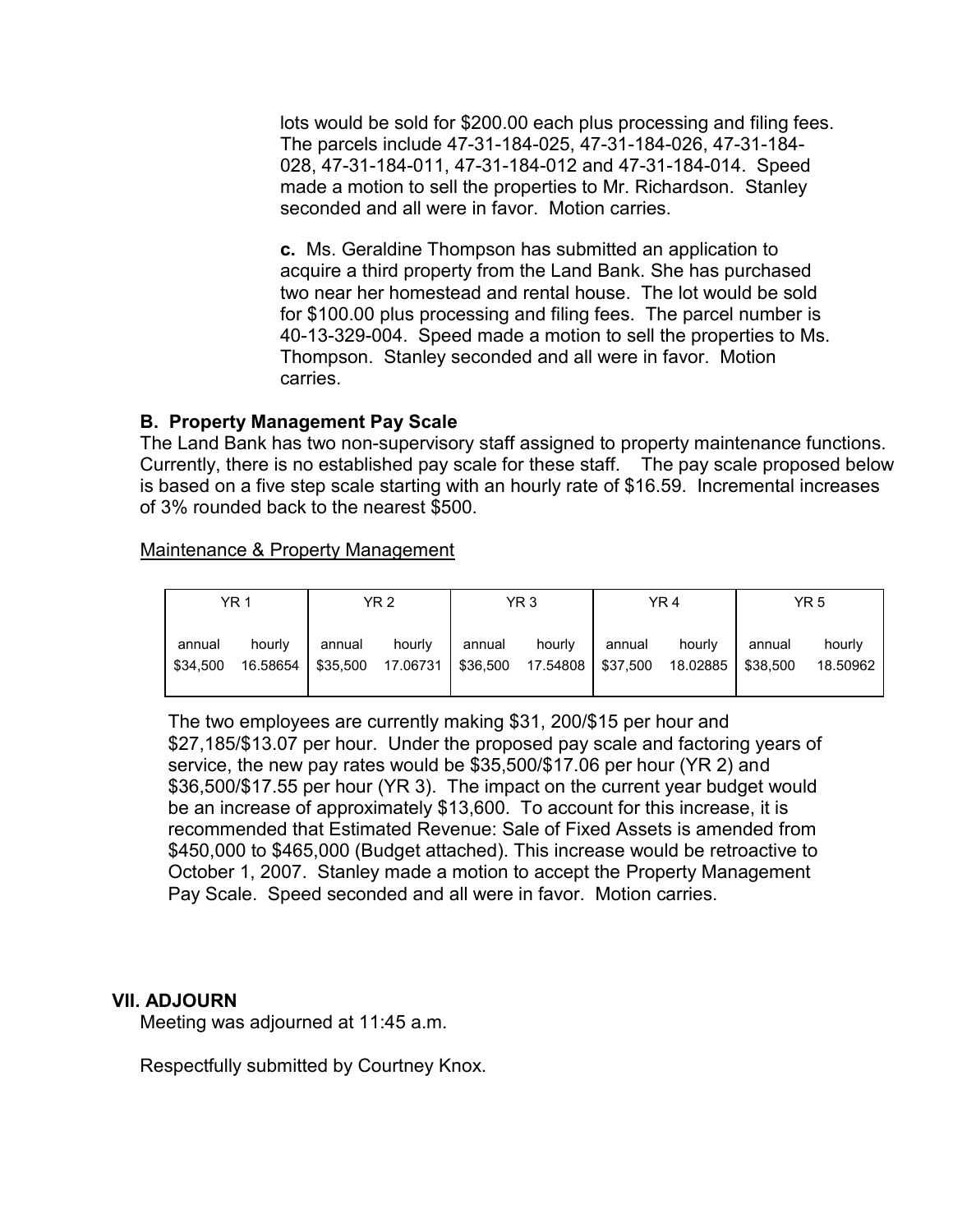lots would be sold for $200.00 each plus processing and filing fees. The parcels include 47-31-184-025, 47-31-184-026, 47-31-184-028, 47-31-184-011, 47-31-184-012 and 47-31-184-014. Speed made a motion to sell the properties to Mr. Richardson. Stanley seconded and all were in favor. Motion carries.

**c.** Ms. Geraldine Thompson has submitted an application to acquire a third property from the Land Bank. She has purchased two near her homestead and rental house. The lot would be sold for $100.00 plus processing and filing fees. The parcel number is 40-13-329-004. Speed made a motion to sell the properties to Ms. Thompson. Stanley seconded and all were in favor. Motion carries.

**B. Property Management Pay Scale**

The Land Bank has two non-supervisory staff assigned to property maintenance functions. Currently, there is no established pay scale for these staff. The pay scale proposed below is based on a five step scale starting with an hourly rate of $16.59. Incremental increases of 3% rounded back to the nearest $500.

Maintenance & Property Management

| YR 1 | | YR 2 | | YR 3 | | YR 4 | | YR 5 | |
|---|---|---|---|---|---|---|---|---|---|
| annual | hourly | annual | hourly | annual | hourly | annual | hourly | annual | hourly |
| $34,500 | 16.58654 | $35,500 | 17.06731 | $36,500 | 17.54808 | $37,500 | 18.02885 | $38,500 | 18.50962 |

The two employees are currently making $31, 200/$15 per hour and $27,185/$13.07 per hour. Under the proposed pay scale and factoring years of service, the new pay rates would be $35,500/$17.06 per hour (YR 2) and $36,500/$17.55 per hour (YR 3). The impact on the current year budget would be an increase of approximately $13,600. To account for this increase, it is recommended that Estimated Revenue: Sale of Fixed Assets is amended from $450,000 to $465,000 (Budget attached). This increase would be retroactive to October 1, 2007. Stanley made a motion to accept the Property Management Pay Scale. Speed seconded and all were in favor. Motion carries.

**VII. ADJOURN**

Meeting was adjourned at 11:45 a.m.

Respectfully submitted by Courtney Knox.